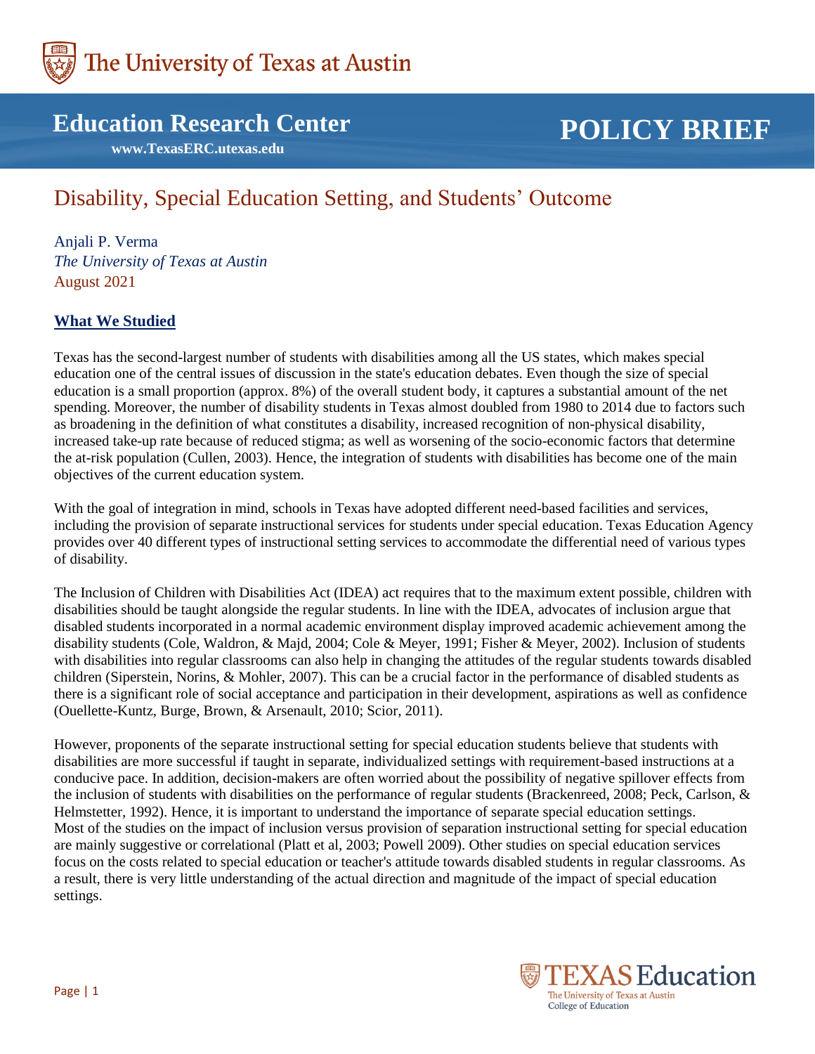# Education Research Center

**www.TexasERC.utexas.edu**

# POLICY BRIEF

## Disability, Special Education Setting, and Students' Outcome

Anjali P. Verma
*The University of Texas at Austin*
August 2021

### What We Studied

Texas has the second-largest number of students with disabilities among all the US states, which makes special education one of the central issues of discussion in the state's education debates. Even though the size of special education is a small proportion (approx. 8%) of the overall student body, it captures a substantial amount of the net spending. Moreover, the number of disability students in Texas almost doubled from 1980 to 2014 due to factors such as broadening in the definition of what constitutes a disability, increased recognition of non-physical disability, increased take-up rate because of reduced stigma; as well as worsening of the socio-economic factors that determine the at-risk population (Cullen, 2003). Hence, the integration of students with disabilities has become one of the main objectives of the current education system.

With the goal of integration in mind, schools in Texas have adopted different need-based facilities and services, including the provision of separate instructional services for students under special education. Texas Education Agency provides over 40 different types of instructional setting services to accommodate the differential need of various types of disability.

The Inclusion of Children with Disabilities Act (IDEA) act requires that to the maximum extent possible, children with disabilities should be taught alongside the regular students. In line with the IDEA, advocates of inclusion argue that disabled students incorporated in a normal academic environment display improved academic achievement among the disability students (Cole, Waldron, & Majd, 2004; Cole & Meyer, 1991; Fisher & Meyer, 2002). Inclusion of students with disabilities into regular classrooms can also help in changing the attitudes of the regular students towards disabled children (Siperstein, Norins, & Mohler, 2007). This can be a crucial factor in the performance of disabled students as there is a significant role of social acceptance and participation in their development, aspirations as well as confidence (Ouellette-Kuntz, Burge, Brown, & Arsenault, 2010; Scior, 2011).

However, proponents of the separate instructional setting for special education students believe that students with disabilities are more successful if taught in separate, individualized settings with requirement-based instructions at a conducive pace. In addition, decision-makers are often worried about the possibility of negative spillover effects from the inclusion of students with disabilities on the performance of regular students (Brackenreed, 2008; Peck, Carlson, & Helmstetter, 1992). Hence, it is important to understand the importance of separate special education settings. Most of the studies on the impact of inclusion versus provision of separation instructional setting for special education are mainly suggestive or correlational (Platt et al, 2003; Powell 2009). Other studies on special education services focus on the costs related to special education or teacher's attitude towards disabled students in regular classrooms. As a result, there is very little understanding of the actual direction and magnitude of the impact of special education settings.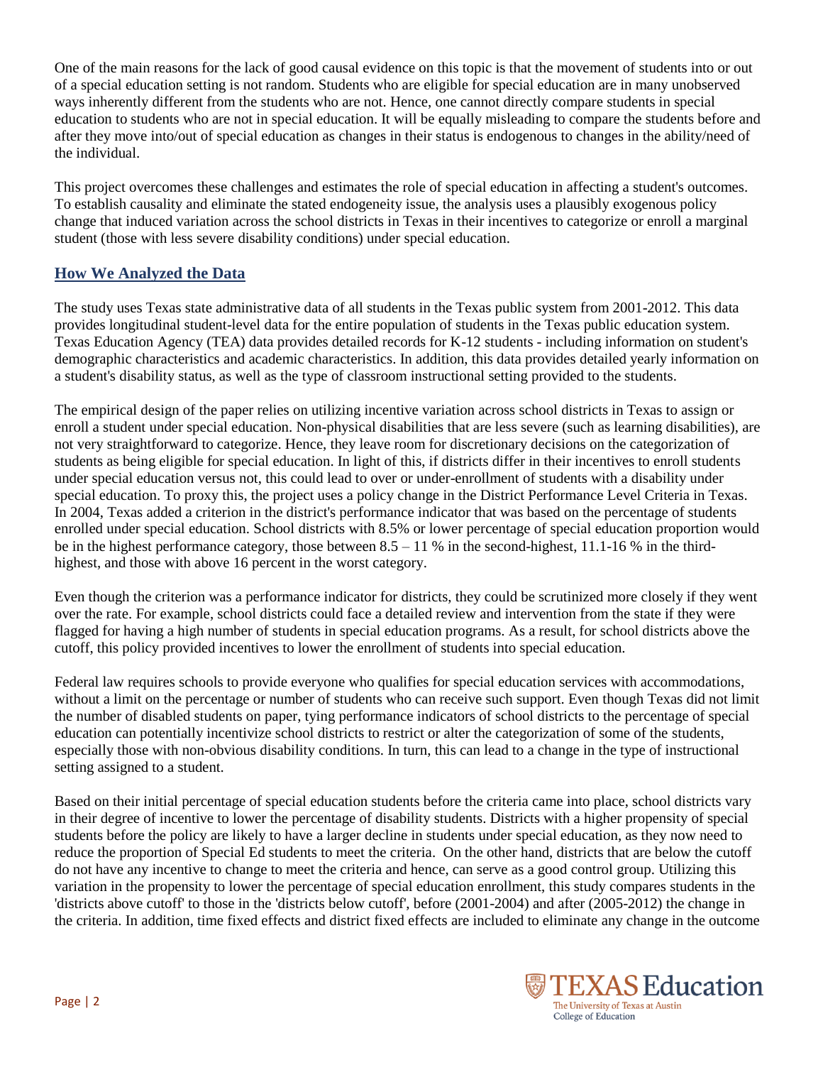One of the main reasons for the lack of good causal evidence on this topic is that the movement of students into or out of a special education setting is not random. Students who are eligible for special education are in many unobserved ways inherently different from the students who are not. Hence, one cannot directly compare students in special education to students who are not in special education. It will be equally misleading to compare the students before and after they move into/out of special education as changes in their status is endogenous to changes in the ability/need of the individual.

This project overcomes these challenges and estimates the role of special education in affecting a student's outcomes. To establish causality and eliminate the stated endogeneity issue, the analysis uses a plausibly exogenous policy change that induced variation across the school districts in Texas in their incentives to categorize or enroll a marginal student (those with less severe disability conditions) under special education.

## How We Analyzed the Data

The study uses Texas state administrative data of all students in the Texas public system from 2001-2012. This data provides longitudinal student-level data for the entire population of students in the Texas public education system. Texas Education Agency (TEA) data provides detailed records for K-12 students - including information on student's demographic characteristics and academic characteristics. In addition, this data provides detailed yearly information on a student's disability status, as well as the type of classroom instructional setting provided to the students.

The empirical design of the paper relies on utilizing incentive variation across school districts in Texas to assign or enroll a student under special education. Non-physical disabilities that are less severe (such as learning disabilities), are not very straightforward to categorize. Hence, they leave room for discretionary decisions on the categorization of students as being eligible for special education. In light of this, if districts differ in their incentives to enroll students under special education versus not, this could lead to over or under-enrollment of students with a disability under special education. To proxy this, the project uses a policy change in the District Performance Level Criteria in Texas. In 2004, Texas added a criterion in the district's performance indicator that was based on the percentage of students enrolled under special education. School districts with 8.5% or lower percentage of special education proportion would be in the highest performance category, those between 8.5 – 11 % in the second-highest, 11.1-16 % in the third-highest, and those with above 16 percent in the worst category.

Even though the criterion was a performance indicator for districts, they could be scrutinized more closely if they went over the rate. For example, school districts could face a detailed review and intervention from the state if they were flagged for having a high number of students in special education programs. As a result, for school districts above the cutoff, this policy provided incentives to lower the enrollment of students into special education.

Federal law requires schools to provide everyone who qualifies for special education services with accommodations, without a limit on the percentage or number of students who can receive such support. Even though Texas did not limit the number of disabled students on paper, tying performance indicators of school districts to the percentage of special education can potentially incentivize school districts to restrict or alter the categorization of some of the students, especially those with non-obvious disability conditions. In turn, this can lead to a change in the type of instructional setting assigned to a student.

Based on their initial percentage of special education students before the criteria came into place, school districts vary in their degree of incentive to lower the percentage of disability students. Districts with a higher propensity of special students before the policy are likely to have a larger decline in students under special education, as they now need to reduce the proportion of Special Ed students to meet the criteria. On the other hand, districts that are below the cutoff do not have any incentive to change to meet the criteria and hence, can serve as a good control group. Utilizing this variation in the propensity to lower the percentage of special education enrollment, this study compares students in the 'districts above cutoff' to those in the 'districts below cutoff', before (2001-2004) and after (2005-2012) the change in the criteria. In addition, time fixed effects and district fixed effects are included to eliminate any change in the outcome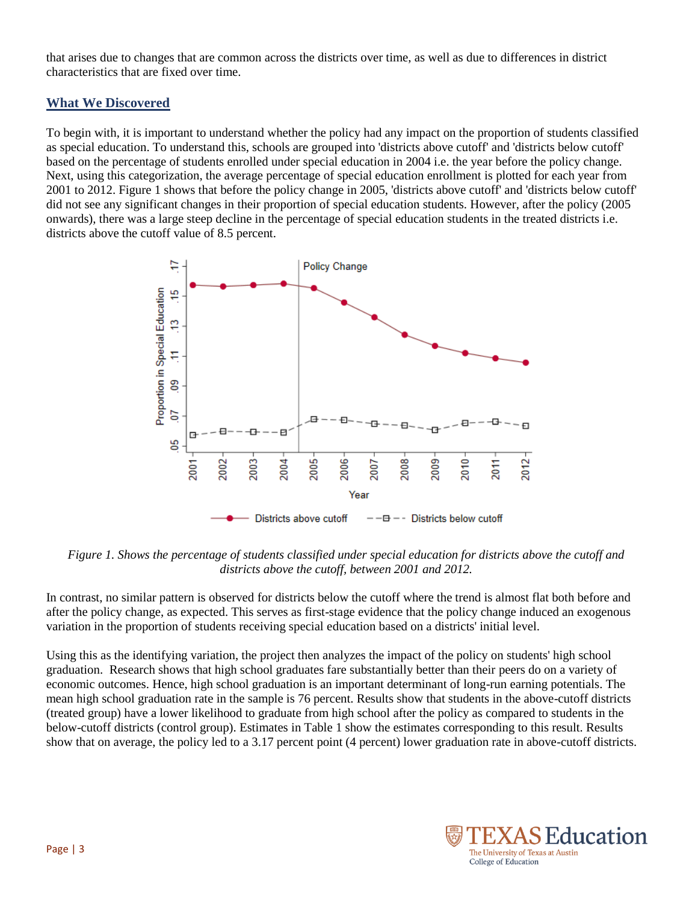that arises due to changes that are common across the districts over time, as well as due to differences in district characteristics that are fixed over time.

## What We Discovered

To begin with, it is important to understand whether the policy had any impact on the proportion of students classified as special education. To understand this, schools are grouped into 'districts above cutoff' and 'districts below cutoff' based on the percentage of students enrolled under special education in 2004 i.e. the year before the policy change. Next, using this categorization, the average percentage of special education enrollment is plotted for each year from 2001 to 2012. Figure 1 shows that before the policy change in 2005, 'districts above cutoff' and 'districts below cutoff' did not see any significant changes in their proportion of special education students. However, after the policy (2005 onwards), there was a large steep decline in the percentage of special education students in the treated districts i.e. districts above the cutoff value of 8.5 percent.

*Figure 1. Shows the percentage of students classified under special education for districts above the cutoff and districts above the cutoff, between 2001 and 2012.*

In contrast, no similar pattern is observed for districts below the cutoff where the trend is almost flat both before and after the policy change, as expected. This serves as first-stage evidence that the policy change induced an exogenous variation in the proportion of students receiving special education based on a districts' initial level.

Using this as the identifying variation, the project then analyzes the impact of the policy on students' high school graduation. Research shows that high school graduates fare substantially better than their peers do on a variety of economic outcomes. Hence, high school graduation is an important determinant of long-run earning potentials. The mean high school graduation rate in the sample is 76 percent. Results show that students in the above-cutoff districts (treated group) have a lower likelihood to graduate from high school after the policy as compared to students in the below-cutoff districts (control group). Estimates in Table 1 show the estimates corresponding to this result. Results show that on average, the policy led to a 3.17 percent point (4 percent) lower graduation rate in above-cutoff districts.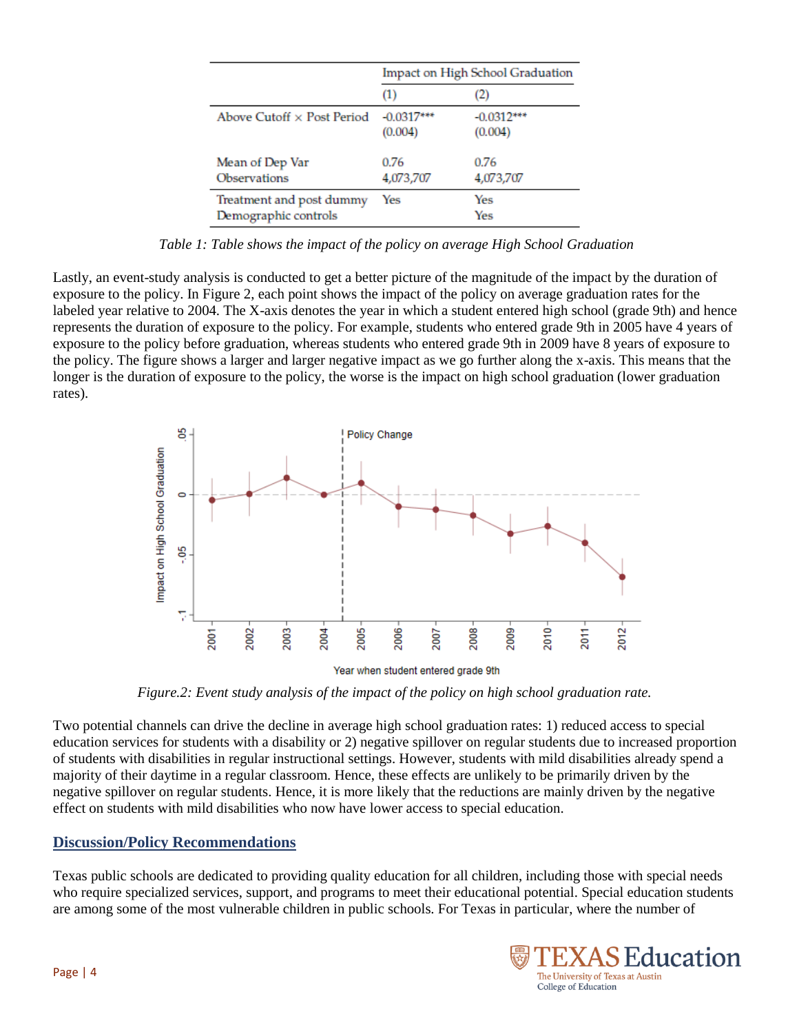| | Impact on High School Graduation | |
|---|---|---|
| | (1) | (2) |
| Above Cutoff × Post Period | -0.0317*** (0.004) | -0.0312*** (0.004) |
| Mean of Dep Var | 0.76 | 0.76 |
| Observations | 4,073,707 | 4,073,707 |
| Treatment and post dummy | Yes | Yes |
| Demographic controls | | Yes |

*Table 1: Table shows the impact of the policy on average High School Graduation*

Lastly, an event-study analysis is conducted to get a better picture of the magnitude of the impact by the duration of exposure to the policy. In Figure 2, each point shows the impact of the policy on average graduation rates for the labeled year relative to 2004. The X-axis denotes the year in which a student entered high school (grade 9th) and hence represents the duration of exposure to the policy. For example, students who entered grade 9th in 2005 have 4 years of exposure to the policy before graduation, whereas students who entered grade 9th in 2009 have 8 years of exposure to the policy. The figure shows a larger and larger negative impact as we go further along the x-axis. This means that the longer is the duration of exposure to the policy, the worse is the impact on high school graduation (lower graduation rates).

*Figure.2: Event study analysis of the impact of the policy on high school graduation rate.*

Two potential channels can drive the decline in average high school graduation rates: 1) reduced access to special education services for students with a disability or 2) negative spillover on regular students due to increased proportion of students with disabilities in regular instructional settings. However, students with mild disabilities already spend a majority of their daytime in a regular classroom. Hence, these effects are unlikely to be primarily driven by the negative spillover on regular students. Hence, it is more likely that the reductions are mainly driven by the negative effect on students with mild disabilities who now have lower access to special education.

## Discussion/Policy Recommendations

Texas public schools are dedicated to providing quality education for all children, including those with special needs who require specialized services, support, and programs to meet their educational potential. Special education students are among some of the most vulnerable children in public schools. For Texas in particular, where the number of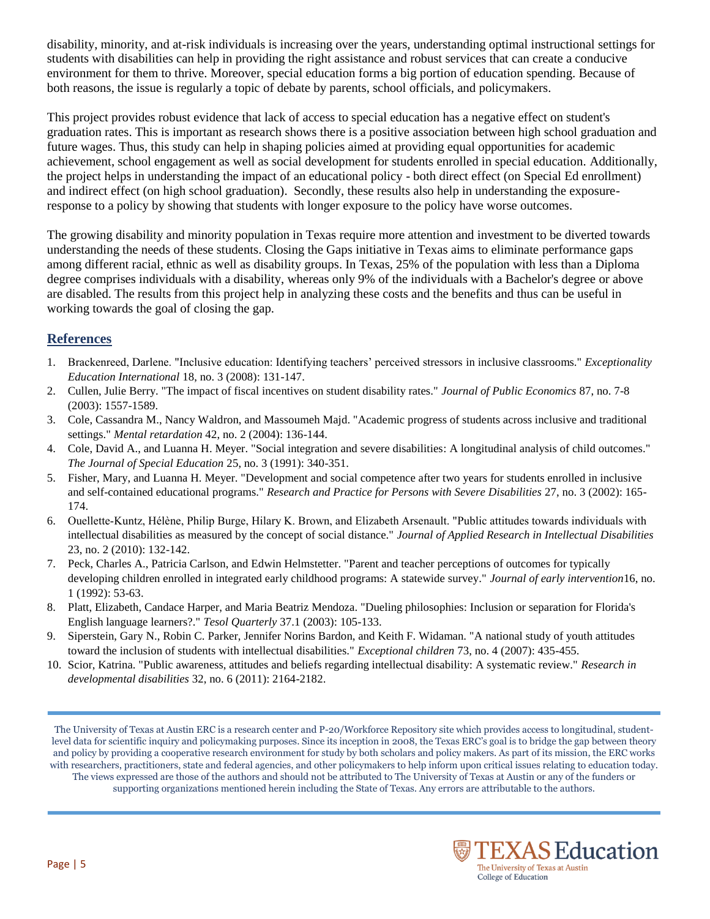disability, minority, and at-risk individuals is increasing over the years, understanding optimal instructional settings for students with disabilities can help in providing the right assistance and robust services that can create a conducive environment for them to thrive. Moreover, special education forms a big portion of education spending. Because of both reasons, the issue is regularly a topic of debate by parents, school officials, and policymakers.

This project provides robust evidence that lack of access to special education has a negative effect on student's graduation rates. This is important as research shows there is a positive association between high school graduation and future wages. Thus, this study can help in shaping policies aimed at providing equal opportunities for academic achievement, school engagement as well as social development for students enrolled in special education. Additionally, the project helps in understanding the impact of an educational policy - both direct effect (on Special Ed enrollment) and indirect effect (on high school graduation). Secondly, these results also help in understanding the exposure-response to a policy by showing that students with longer exposure to the policy have worse outcomes.

The growing disability and minority population in Texas require more attention and investment to be diverted towards understanding the needs of these students. Closing the Gaps initiative in Texas aims to eliminate performance gaps among different racial, ethnic as well as disability groups. In Texas, 25% of the population with less than a Diploma degree comprises individuals with a disability, whereas only 9% of the individuals with a Bachelor's degree or above are disabled. The results from this project help in analyzing these costs and the benefits and thus can be useful in working towards the goal of closing the gap.

## References

1. Brackenreed, Darlene. "Inclusive education: Identifying teachers' perceived stressors in inclusive classrooms." *Exceptionality Education International* 18, no. 3 (2008): 131-147.
2. Cullen, Julie Berry. "The impact of fiscal incentives on student disability rates." *Journal of Public Economics* 87, no. 7-8 (2003): 1557-1589.
3. Cole, Cassandra M., Nancy Waldron, and Massoumeh Majd. "Academic progress of students across inclusive and traditional settings." *Mental retardation* 42, no. 2 (2004): 136-144.
4. Cole, David A., and Luanna H. Meyer. "Social integration and severe disabilities: A longitudinal analysis of child outcomes." *The Journal of Special Education* 25, no. 3 (1991): 340-351.
5. Fisher, Mary, and Luanna H. Meyer. "Development and social competence after two years for students enrolled in inclusive and self-contained educational programs." *Research and Practice for Persons with Severe Disabilities* 27, no. 3 (2002): 165-174.
6. Ouellette-Kuntz, Hélène, Philip Burge, Hilary K. Brown, and Elizabeth Arsenault. "Public attitudes towards individuals with intellectual disabilities as measured by the concept of social distance." *Journal of Applied Research in Intellectual Disabilities* 23, no. 2 (2010): 132-142.
7. Peck, Charles A., Patricia Carlson, and Edwin Helmstetter. "Parent and teacher perceptions of outcomes for typically developing children enrolled in integrated early childhood programs: A statewide survey." *Journal of early intervention*16, no. 1 (1992): 53-63.
8. Platt, Elizabeth, Candace Harper, and Maria Beatriz Mendoza. "Dueling philosophies: Inclusion or separation for Florida's English language learners?." *Tesol Quarterly* 37.1 (2003): 105-133.
9. Siperstein, Gary N., Robin C. Parker, Jennifer Norins Bardon, and Keith F. Widaman. "A national study of youth attitudes toward the inclusion of students with intellectual disabilities." *Exceptional children* 73, no. 4 (2007): 435-455.
10. Scior, Katrina. "Public awareness, attitudes and beliefs regarding intellectual disability: A systematic review." *Research in developmental disabilities* 32, no. 6 (2011): 2164-2182.

The University of Texas at Austin ERC is a research center and P-20/Workforce Repository site which provides access to longitudinal, student-level data for scientific inquiry and policymaking purposes. Since its inception in 2008, the Texas ERC's goal is to bridge the gap between theory and policy by providing a cooperative research environment for study by both scholars and policy makers. As part of its mission, the ERC works with researchers, practitioners, state and federal agencies, and other policymakers to help inform upon critical issues relating to education today. The views expressed are those of the authors and should not be attributed to The University of Texas at Austin or any of the funders or supporting organizations mentioned herein including the State of Texas. Any errors are attributable to the authors.

TEXAS Education
The University of Texas at Austin
College of Education